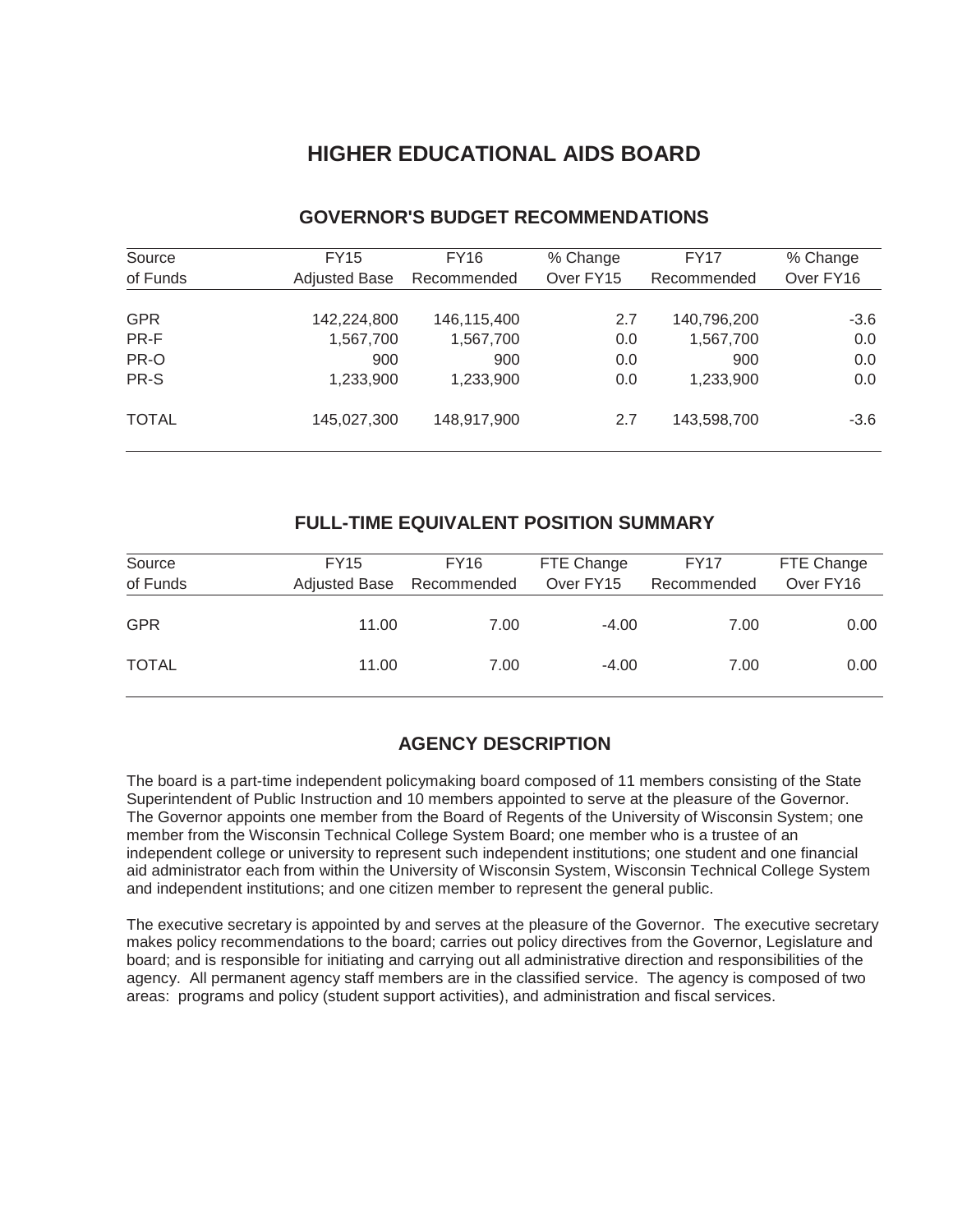# HIGHER EDUCATIONAL AIDS BOARD

## GOVERNOR'S BUDGET RECOMMENDATIONS

| Source of Funds | FY15 Adjusted Base | FY16 Recommended | % Change Over FY15 | FY17 Recommended | % Change Over FY16 |
|---|---|---|---|---|---|
| GPR | 142,224,800 | 146,115,400 | 2.7 | 140,796,200 | -3.6 |
| PR-F | 1,567,700 | 1,567,700 | 0.0 | 1,567,700 | 0.0 |
| PR-O | 900 | 900 | 0.0 | 900 | 0.0 |
| PR-S | 1,233,900 | 1,233,900 | 0.0 | 1,233,900 | 0.0 |
| TOTAL | 145,027,300 | 148,917,900 | 2.7 | 143,598,700 | -3.6 |

## FULL-TIME EQUIVALENT POSITION SUMMARY

| Source of Funds | FY15 Adjusted Base | FY16 Recommended | FTE Change Over FY15 | FY17 Recommended | FTE Change Over FY16 |
|---|---|---|---|---|---|
| GPR | 11.00 | 7.00 | -4.00 | 7.00 | 0.00 |
| TOTAL | 11.00 | 7.00 | -4.00 | 7.00 | 0.00 |

## AGENCY DESCRIPTION

The board is a part-time independent policymaking board composed of 11 members consisting of the State Superintendent of Public Instruction and 10 members appointed to serve at the pleasure of the Governor. The Governor appoints one member from the Board of Regents of the University of Wisconsin System; one member from the Wisconsin Technical College System Board; one member who is a trustee of an independent college or university to represent such independent institutions; one student and one financial aid administrator each from within the University of Wisconsin System, Wisconsin Technical College System and independent institutions; and one citizen member to represent the general public.

The executive secretary is appointed by and serves at the pleasure of the Governor. The executive secretary makes policy recommendations to the board; carries out policy directives from the Governor, Legislature and board; and is responsible for initiating and carrying out all administrative direction and responsibilities of the agency. All permanent agency staff members are in the classified service. The agency is composed of two areas: programs and policy (student support activities), and administration and fiscal services.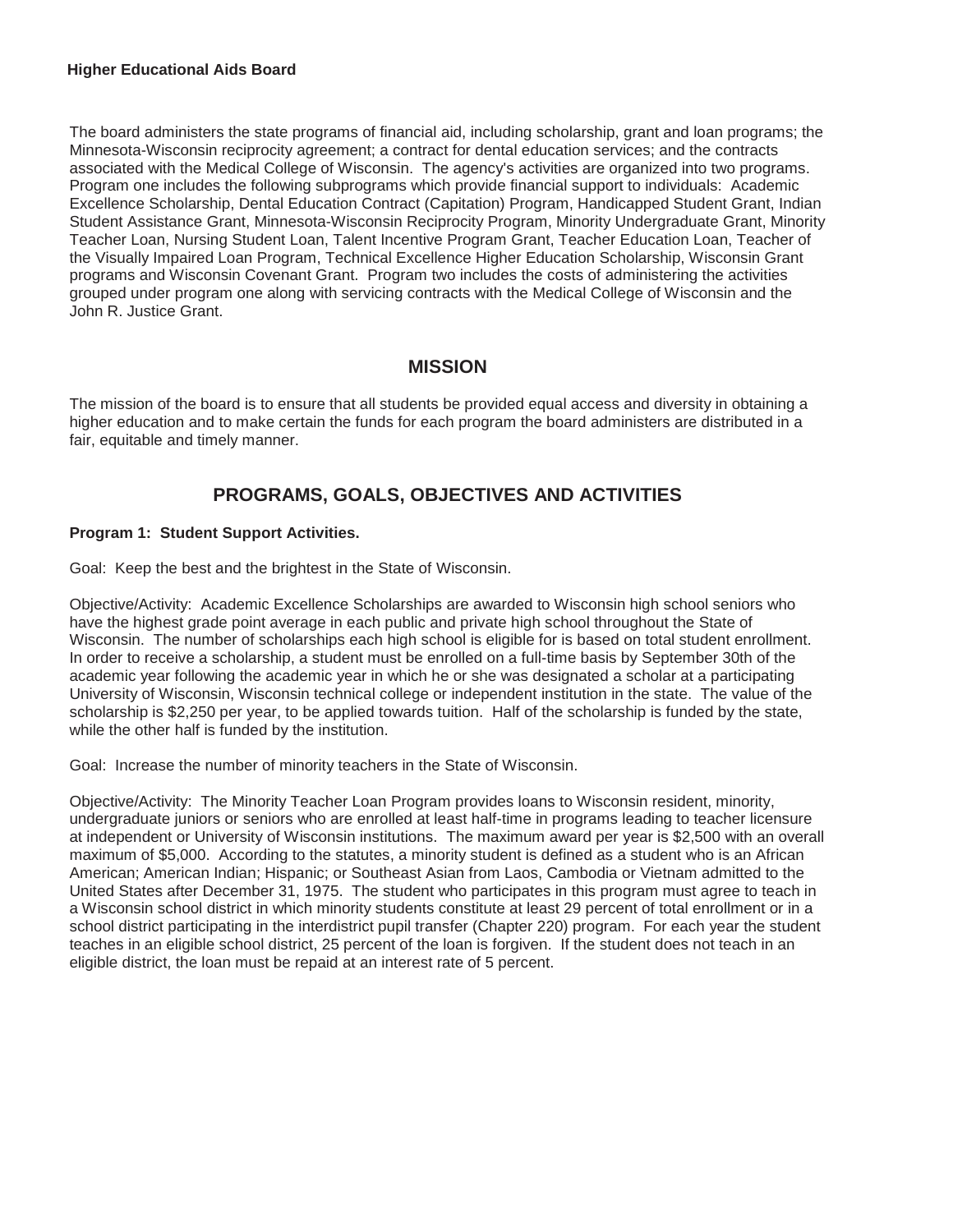**Higher Educational Aids Board**

The board administers the state programs of financial aid, including scholarship, grant and loan programs; the Minnesota-Wisconsin reciprocity agreement; a contract for dental education services; and the contracts associated with the Medical College of Wisconsin. The agency's activities are organized into two programs. Program one includes the following subprograms which provide financial support to individuals: Academic Excellence Scholarship, Dental Education Contract (Capitation) Program, Handicapped Student Grant, Indian Student Assistance Grant, Minnesota-Wisconsin Reciprocity Program, Minority Undergraduate Grant, Minority Teacher Loan, Nursing Student Loan, Talent Incentive Program Grant, Teacher Education Loan, Teacher of the Visually Impaired Loan Program, Technical Excellence Higher Education Scholarship, Wisconsin Grant programs and Wisconsin Covenant Grant. Program two includes the costs of administering the activities grouped under program one along with servicing contracts with the Medical College of Wisconsin and the John R. Justice Grant.

## MISSION

The mission of the board is to ensure that all students be provided equal access and diversity in obtaining a higher education and to make certain the funds for each program the board administers are distributed in a fair, equitable and timely manner.

## PROGRAMS, GOALS, OBJECTIVES AND ACTIVITIES

**Program 1: Student Support Activities.**

Goal: Keep the best and the brightest in the State of Wisconsin.

Objective/Activity: Academic Excellence Scholarships are awarded to Wisconsin high school seniors who have the highest grade point average in each public and private high school throughout the State of Wisconsin. The number of scholarships each high school is eligible for is based on total student enrollment. In order to receive a scholarship, a student must be enrolled on a full-time basis by September 30th of the academic year following the academic year in which he or she was designated a scholar at a participating University of Wisconsin, Wisconsin technical college or independent institution in the state. The value of the scholarship is $2,250 per year, to be applied towards tuition. Half of the scholarship is funded by the state, while the other half is funded by the institution.

Goal: Increase the number of minority teachers in the State of Wisconsin.

Objective/Activity: The Minority Teacher Loan Program provides loans to Wisconsin resident, minority, undergraduate juniors or seniors who are enrolled at least half-time in programs leading to teacher licensure at independent or University of Wisconsin institutions. The maximum award per year is $2,500 with an overall maximum of $5,000. According to the statutes, a minority student is defined as a student who is an African American; American Indian; Hispanic; or Southeast Asian from Laos, Cambodia or Vietnam admitted to the United States after December 31, 1975. The student who participates in this program must agree to teach in a Wisconsin school district in which minority students constitute at least 29 percent of total enrollment or in a school district participating in the interdistrict pupil transfer (Chapter 220) program. For each year the student teaches in an eligible school district, 25 percent of the loan is forgiven. If the student does not teach in an eligible district, the loan must be repaid at an interest rate of 5 percent.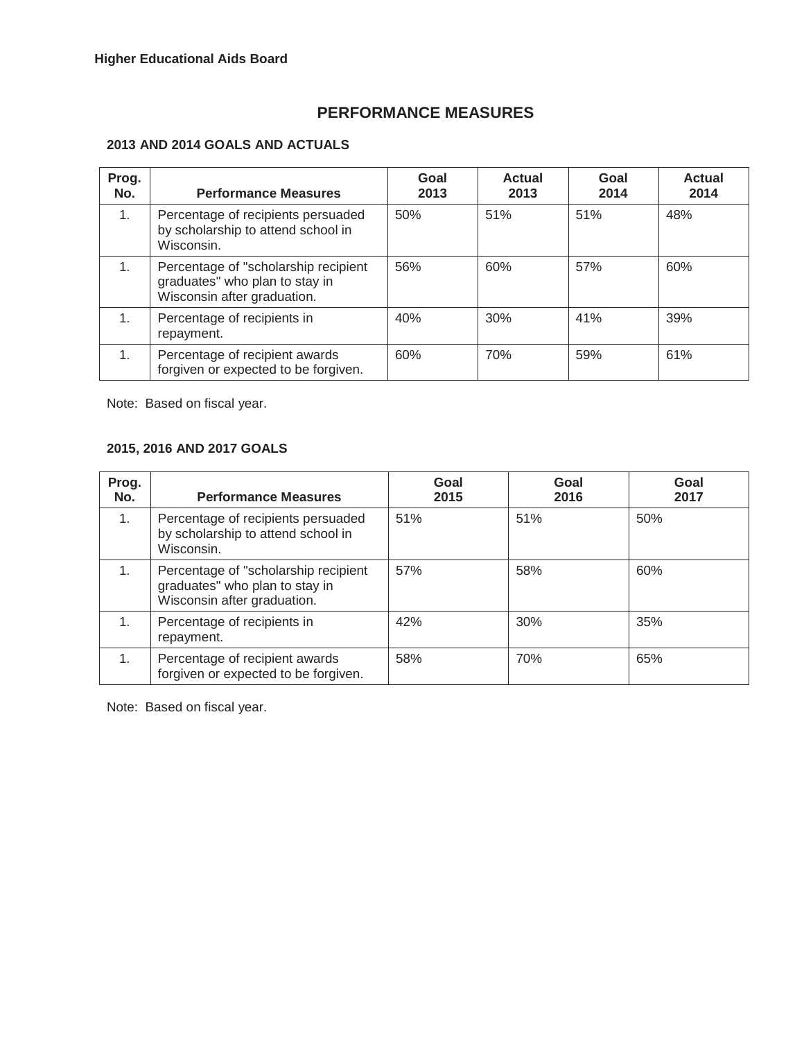Higher Educational Aids Board

## PERFORMANCE MEASURES

### 2013 AND 2014 GOALS AND ACTUALS

| Prog. No. | Performance Measures | Goal 2013 | Actual 2013 | Goal 2014 | Actual 2014 |
|---|---|---|---|---|---|
| 1. | Percentage of recipients persuaded by scholarship to attend school in Wisconsin. | 50% | 51% | 51% | 48% |
| 1. | Percentage of "scholarship recipient graduates" who plan to stay in Wisconsin after graduation. | 56% | 60% | 57% | 60% |
| 1. | Percentage of recipients in repayment. | 40% | 30% | 41% | 39% |
| 1. | Percentage of recipient awards forgiven or expected to be forgiven. | 60% | 70% | 59% | 61% |

Note: Based on fiscal year.

### 2015, 2016 AND 2017 GOALS

| Prog. No. | Performance Measures | Goal 2015 | Goal 2016 | Goal 2017 |
|---|---|---|---|---|
| 1. | Percentage of recipients persuaded by scholarship to attend school in Wisconsin. | 51% | 51% | 50% |
| 1. | Percentage of "scholarship recipient graduates" who plan to stay in Wisconsin after graduation. | 57% | 58% | 60% |
| 1. | Percentage of recipients in repayment. | 42% | 30% | 35% |
| 1. | Percentage of recipient awards forgiven or expected to be forgiven. | 58% | 70% | 65% |

Note: Based on fiscal year.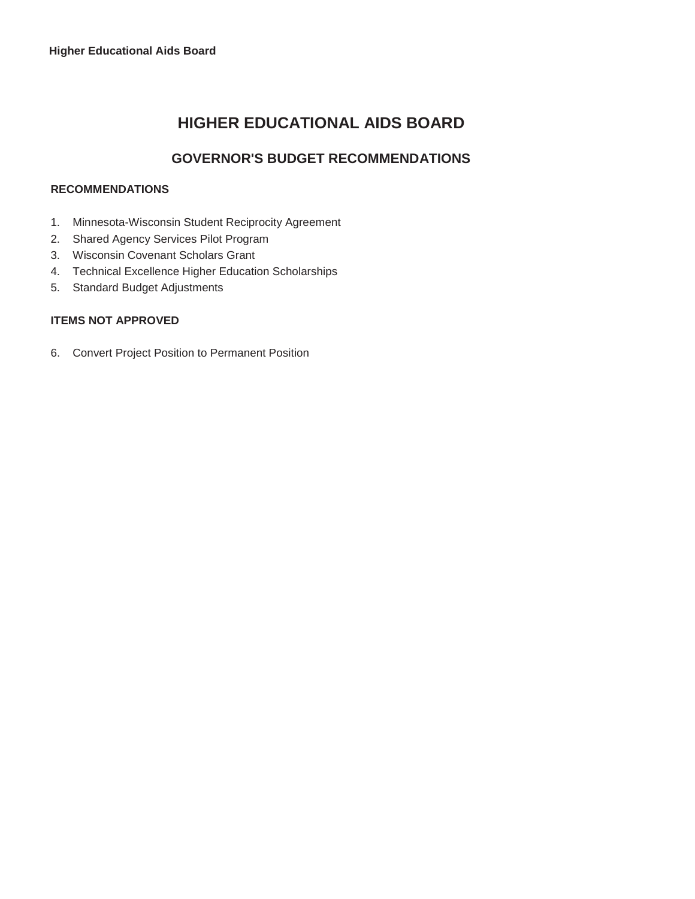# HIGHER EDUCATIONAL AIDS BOARD

## GOVERNOR'S BUDGET RECOMMENDATIONS

### RECOMMENDATIONS

1. Minnesota-Wisconsin Student Reciprocity Agreement
2. Shared Agency Services Pilot Program
3. Wisconsin Covenant Scholars Grant
4. Technical Excellence Higher Education Scholarships
5. Standard Budget Adjustments

### ITEMS NOT APPROVED

6. Convert Project Position to Permanent Position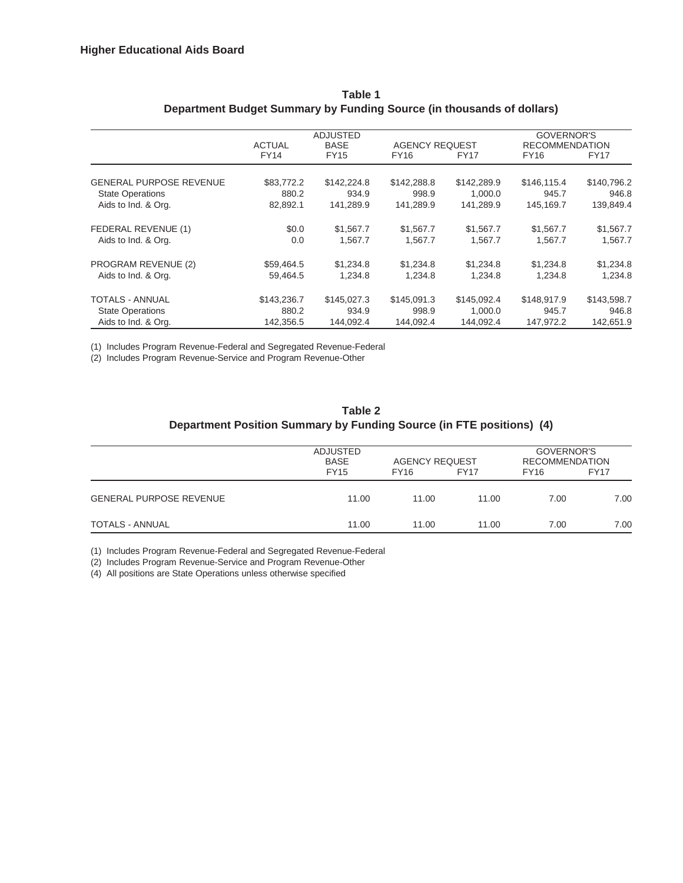**Higher Educational Aids Board**

**Table 1**
**Department Budget Summary by Funding Source (in thousands of dollars)**

| | ACTUAL | ADJUSTED BASE | AGENCY REQUEST | | GOVERNOR'S RECOMMENDATION | |
|---|---|---|---|---|---|---|
| | FY14 | FY15 | FY16 | FY17 | FY16 | FY17 |
| GENERAL PURPOSE REVENUE | $83,772.2 | $142,224.8 | $142,288.8 | $142,289.9 | $146,115.4 | $140,796.2 |
| State Operations | 880.2 | 934.9 | 998.9 | 1,000.0 | 945.7 | 946.8 |
| Aids to Ind. & Org. | 82,892.1 | 141,289.9 | 141,289.9 | 141,289.9 | 145,169.7 | 139,849.4 |
| FEDERAL REVENUE (1) | $0.0 | $1,567.7 | $1,567.7 | $1,567.7 | $1,567.7 | $1,567.7 |
| Aids to Ind. & Org. | 0.0 | 1,567.7 | 1,567.7 | 1,567.7 | 1,567.7 | 1,567.7 |
| PROGRAM REVENUE (2) | $59,464.5 | $1,234.8 | $1,234.8 | $1,234.8 | $1,234.8 | $1,234.8 |
| Aids to Ind. & Org. | 59,464.5 | 1,234.8 | 1,234.8 | 1,234.8 | 1,234.8 | 1,234.8 |
| TOTALS - ANNUAL | $143,236.7 | $145,027.3 | $145,091.3 | $145,092.4 | $148,917.9 | $143,598.7 |
| State Operations | 880.2 | 934.9 | 998.9 | 1,000.0 | 945.7 | 946.8 |
| Aids to Ind. & Org. | 142,356.5 | 144,092.4 | 144,092.4 | 144,092.4 | 147,972.2 | 142,651.9 |

(1) Includes Program Revenue-Federal and Segregated Revenue-Federal
(2) Includes Program Revenue-Service and Program Revenue-Other

**Table 2**
**Department Position Summary by Funding Source (in FTE positions) (4)**

| | ADJUSTED BASE | AGENCY REQUEST | | GOVERNOR'S RECOMMENDATION | |
|---|---|---|---|---|---|
| | FY15 | FY16 | FY17 | FY16 | FY17 |
| GENERAL PURPOSE REVENUE | 11.00 | 11.00 | 11.00 | 7.00 | 7.00 |
| TOTALS - ANNUAL | 11.00 | 11.00 | 11.00 | 7.00 | 7.00 |

(1) Includes Program Revenue-Federal and Segregated Revenue-Federal
(2) Includes Program Revenue-Service and Program Revenue-Other
(4) All positions are State Operations unless otherwise specified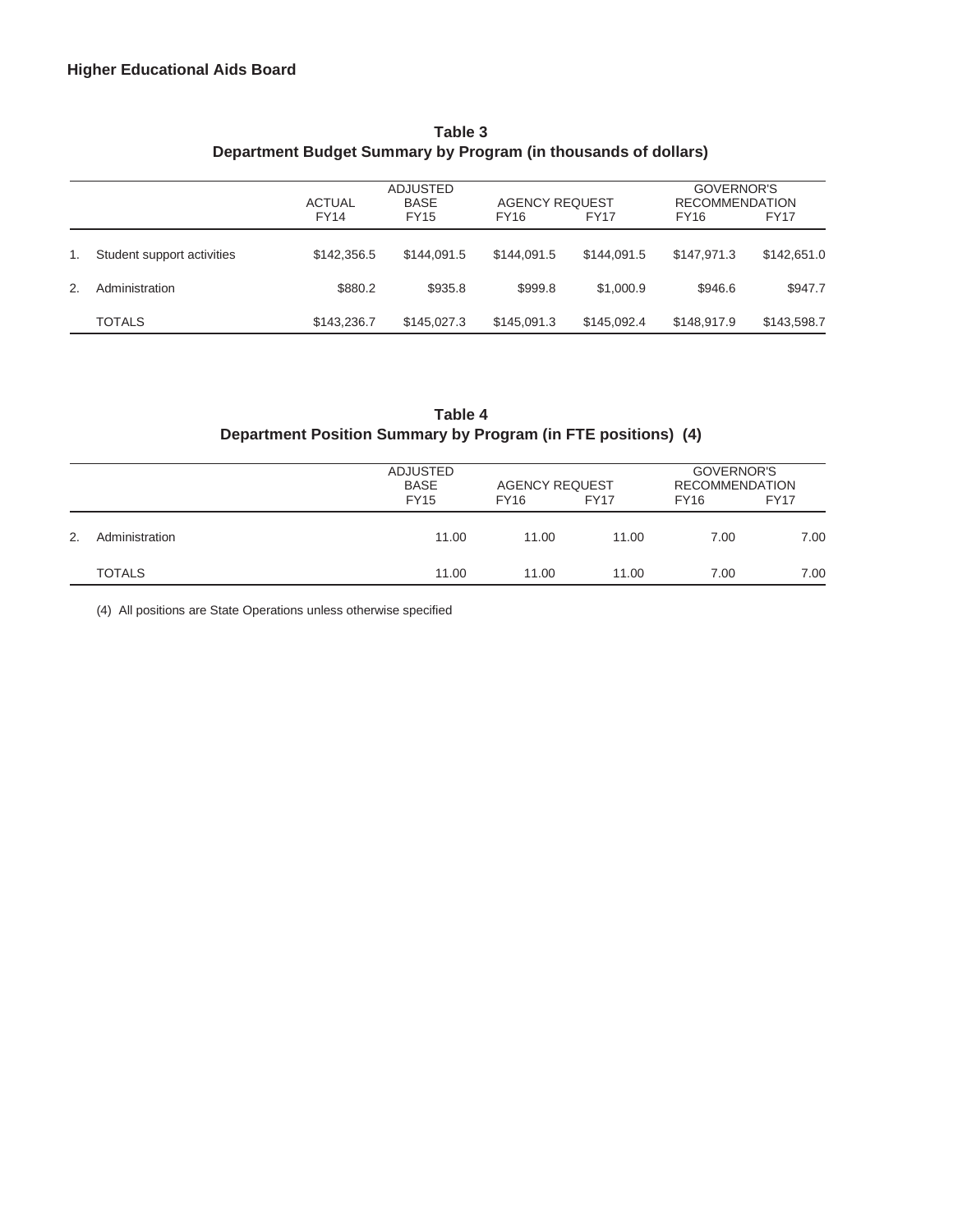**Higher Educational Aids Board**

**Table 3**
**Department Budget Summary by Program (in thousands of dollars)**

| | | ACTUAL | ADJUSTED BASE | AGENCY REQUEST | | GOVERNOR'S RECOMMENDATION | |
|---|---|---|---|---|---|---|---|
| | | FY14 | FY15 | FY16 | FY17 | FY16 | FY17 |
| 1. | Student support activities | $142,356.5 | $144,091.5 | $144,091.5 | $144,091.5 | $147,971.3 | $142,651.0 |
| 2. | Administration | $880.2 | $935.8 | $999.8 | $1,000.9 | $946.6 | $947.7 |
| | TOTALS | $143,236.7 | $145,027.3 | $145,091.3 | $145,092.4 | $148,917.9 | $143,598.7 |

**Table 4**
**Department Position Summary by Program (in FTE positions) (4)**

| | | ADJUSTED BASE | AGENCY REQUEST | | GOVERNOR'S RECOMMENDATION | |
|---|---|---|---|---|---|---|
| | | FY15 | FY16 | FY17 | FY16 | FY17 |
| 2. | Administration | 11.00 | 11.00 | 11.00 | 7.00 | 7.00 |
| | TOTALS | 11.00 | 11.00 | 11.00 | 7.00 | 7.00 |

(4) All positions are State Operations unless otherwise specified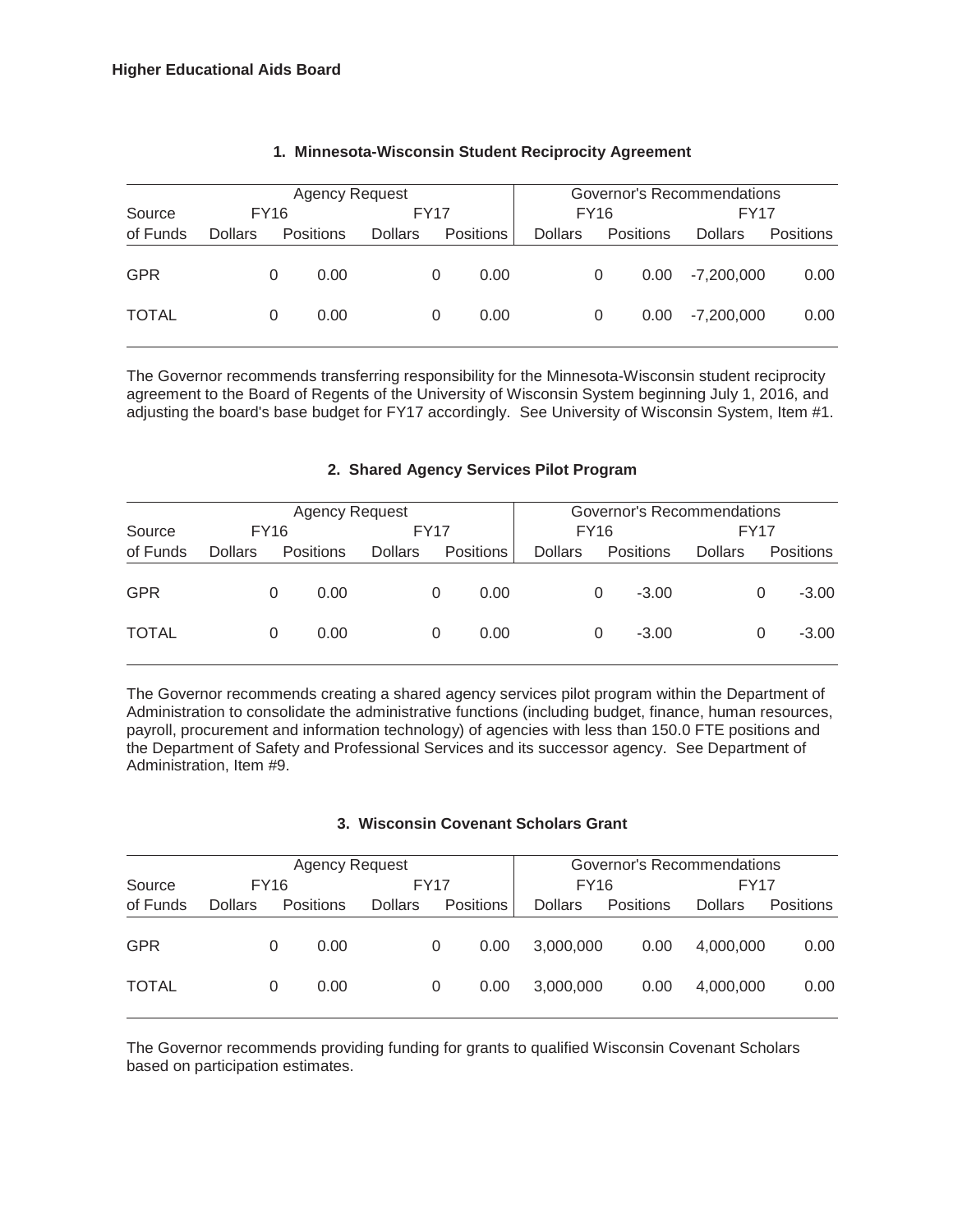**Higher Educational Aids Board**

### 1. Minnesota-Wisconsin Student Reciprocity Agreement

| | Agency Request | | | | Governor's Recommendations | | | |
|---|---|---|---|---|---|---|---|---|
| Source | FY16 | | FY17 | | FY16 | | FY17 | |
| of Funds | Dollars | Positions | Dollars | Positions | Dollars | Positions | Dollars | Positions |
| GPR | 0 | 0.00 | 0 | 0.00 | 0 | 0.00 | -7,200,000 | 0.00 |
| TOTAL | 0 | 0.00 | 0 | 0.00 | 0 | 0.00 | -7,200,000 | 0.00 |

The Governor recommends transferring responsibility for the Minnesota-Wisconsin student reciprocity agreement to the Board of Regents of the University of Wisconsin System beginning July 1, 2016, and adjusting the board's base budget for FY17 accordingly. See University of Wisconsin System, Item #1.

### 2. Shared Agency Services Pilot Program

| | Agency Request | | | | Governor's Recommendations | | | |
|---|---|---|---|---|---|---|---|---|
| Source | FY16 | | FY17 | | FY16 | | FY17 | |
| of Funds | Dollars | Positions | Dollars | Positions | Dollars | Positions | Dollars | Positions |
| GPR | 0 | 0.00 | 0 | 0.00 | 0 | -3.00 | 0 | -3.00 |
| TOTAL | 0 | 0.00 | 0 | 0.00 | 0 | -3.00 | 0 | -3.00 |

The Governor recommends creating a shared agency services pilot program within the Department of Administration to consolidate the administrative functions (including budget, finance, human resources, payroll, procurement and information technology) of agencies with less than 150.0 FTE positions and the Department of Safety and Professional Services and its successor agency. See Department of Administration, Item #9.

### 3. Wisconsin Covenant Scholars Grant

| | Agency Request | | | | Governor's Recommendations | | | |
|---|---|---|---|---|---|---|---|---|
| Source | FY16 | | FY17 | | FY16 | | FY17 | |
| of Funds | Dollars | Positions | Dollars | Positions | Dollars | Positions | Dollars | Positions |
| GPR | 0 | 0.00 | 0 | 0.00 | 3,000,000 | 0.00 | 4,000,000 | 0.00 |
| TOTAL | 0 | 0.00 | 0 | 0.00 | 3,000,000 | 0.00 | 4,000,000 | 0.00 |

The Governor recommends providing funding for grants to qualified Wisconsin Covenant Scholars based on participation estimates.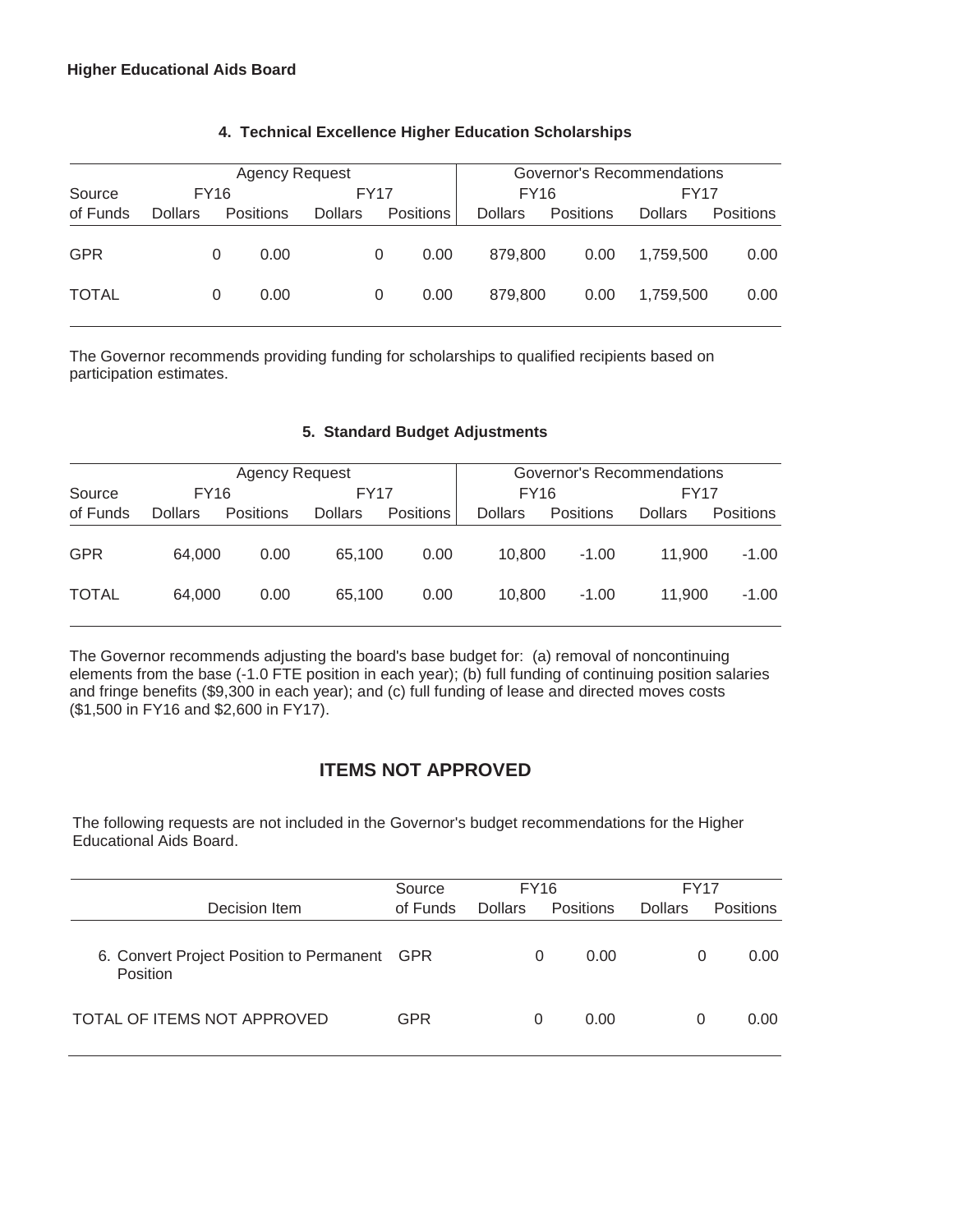**Higher Educational Aids Board**

### 4. Technical Excellence Higher Education Scholarships

| | Agency Request | | | | Governor's Recommendations | | | |
|---|---|---|---|---|---|---|---|---|
| Source | FY16 | | FY17 | | FY16 | | FY17 | |
| of Funds | Dollars | Positions | Dollars | Positions | Dollars | Positions | Dollars | Positions |
| GPR | 0 | 0.00 | 0 | 0.00 | 879,800 | 0.00 | 1,759,500 | 0.00 |
| TOTAL | 0 | 0.00 | 0 | 0.00 | 879,800 | 0.00 | 1,759,500 | 0.00 |

The Governor recommends providing funding for scholarships to qualified recipients based on participation estimates.

### 5. Standard Budget Adjustments

| | Agency Request | | | | Governor's Recommendations | | | |
|---|---|---|---|---|---|---|---|---|
| Source | FY16 | | FY17 | | FY16 | | FY17 | |
| of Funds | Dollars | Positions | Dollars | Positions | Dollars | Positions | Dollars | Positions |
| GPR | 64,000 | 0.00 | 65,100 | 0.00 | 10,800 | -1.00 | 11,900 | -1.00 |
| TOTAL | 64,000 | 0.00 | 65,100 | 0.00 | 10,800 | -1.00 | 11,900 | -1.00 |

The Governor recommends adjusting the board's base budget for: (a) removal of noncontinuing elements from the base (-1.0 FTE position in each year); (b) full funding of continuing position salaries and fringe benefits ($9,300 in each year); and (c) full funding of lease and directed moves costs ($1,500 in FY16 and $2,600 in FY17).

## ITEMS NOT APPROVED

The following requests are not included in the Governor's budget recommendations for the Higher Educational Aids Board.

| | Source | FY16 | | FY17 | |
|---|---|---|---|---|---|
| Decision Item | of Funds | Dollars | Positions | Dollars | Positions |
| 6. Convert Project Position to Permanent Position | GPR | 0 | 0.00 | 0 | 0.00 |
| TOTAL OF ITEMS NOT APPROVED | GPR | 0 | 0.00 | 0 | 0.00 |